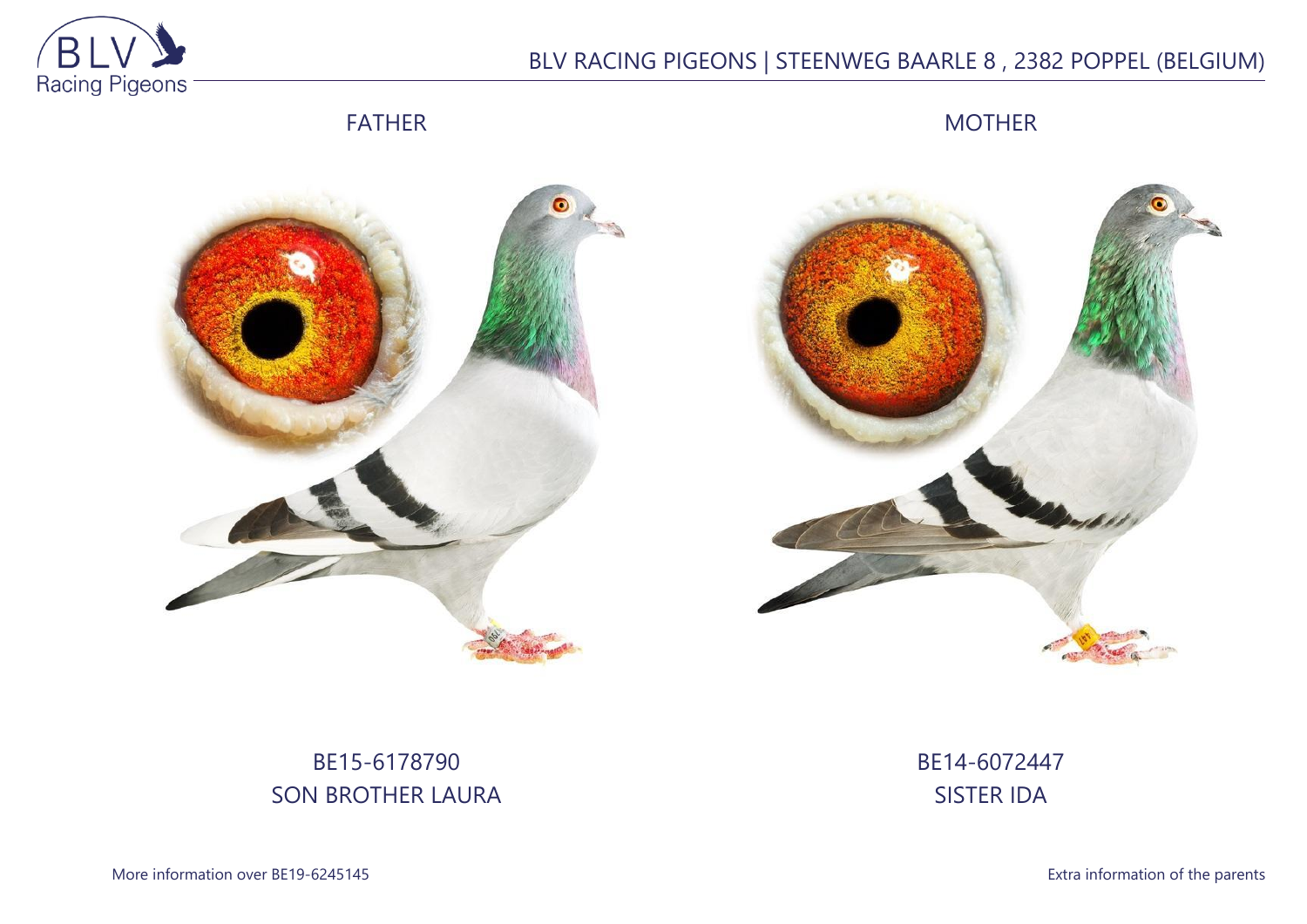BLV RACING PIGEONS | STEENWEG BAARLE 8 , 2382 POPPEL (BELGIUM)

FATHER

MOTHER

BE15-6178790
SON BROTHER LAURA

BE14-6072447
SISTER IDA

More information over BE19-6245145

Extra information of the parents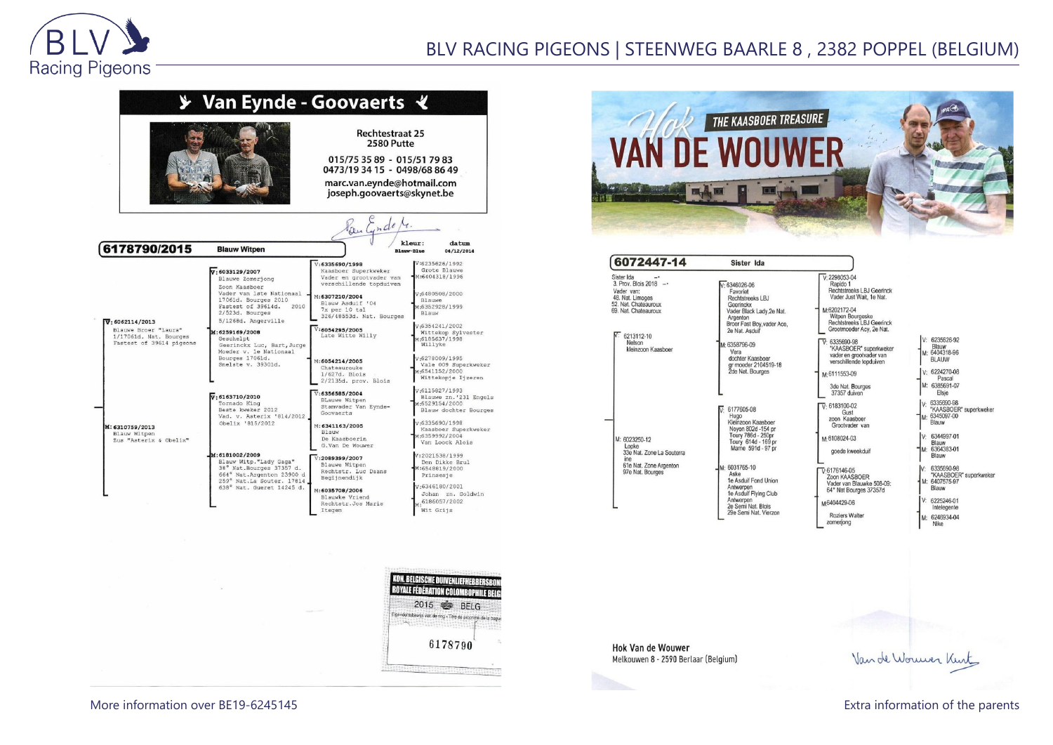# Van Eynde - Goovaerts

Rechtestraat 25
2580 Putte

015/75 35 89 - 015/51 79 83
0473/19 34 15 - 0498/68 86 49

marc.van.eynde@hotmail.com
joseph.goovaerts@skynet.be

**6178790/2015** Blauw Witpen

kleur: Blauw-Blue — datum: 04/12/2014

**V: 6062114/2013**
Blauwe Broer "Laura"
1/17061d. Nat. Bourges
Fastest of 39614 pigeons

- **V: 6033129/2007**
  Blauwe Zomerjong
  Zoon Kaasboer
  Vader van 1ste Nationaal
  17061d. Bourges 2010
  Fastest of 39614d. 2010
  2/523d. Bourges
  5/1268d. Angerville
  - V: 6335690/1998
    Kaasboer Superkweker
    Vader en grootvader van
    verschillende topduiven
    - V: 6235626/1992 Grote Blauwe
    - M: 6404318/1996
  - M: 6307210/2004
    Blauw Asduif '04
    7x per 10 tal
    326/48553d. Nat. Bourges
    - V: 6480508/2000 Blauwe
    - M: 6352928/1999 Blauw
- **M: 6259169/2008**
  Geschelpt
  Geerinckx Luc, Bart, Jurge
  Moeder v. 1e Nationaal
  Bourges 17061d.
  Snelste v. 39301d.
  - V: 6054295/2005
    Late Witte Willy
    - V: 6364241/2002 Wittekop Sylvester
    - M: 6185637/1998 Willyke
  - M: 6054214/2005
    Chateauroux
    1/627d. Blois
    2/2135d. prov. Blois
    - V: 6278009/1995 Vale 009 Superkweker
    - M: 6541152/2000 Wittekopje Ijzeren

**M: 6310759/2013**
Blauw Witpen
Zus "Asterix & Obelix"

- **V: 6163710/2010**
  Tornado King
  Beste kweker 2012
  Vad. v. Asterix '814/2012
  Obelix '815/2012
  - V: 6356585/2004
    BLauwe Witpen
    Stamvader Van Eynde-Goovaerts
    - V: 6115027/1993 Blauwe zn.'231 Engels
    - M: 6529154/2000 Blauw dochter Bourges
  - M: 6341163/2005
    Blauw
    De Kaasboerin
    G.Van De Wouwer
    - V: 6335690/1998 Kaasboer Superkweker
    - M: 6359992/2004 Van Loock Alois
- **M: 6181002/2009**
  Blauw Witp."Lady Gaga"
  38e Nat.Bourges 37357 d.
  664e Nat.Argenton 23900 d
  259e Nat.La Souter. 17814
  638e Nat. Gueret 14245 d.
  - V: 2089399/2007
    Blauwe Witpen
    Rechtstr. Luc Daans
    Begijnendijk
    - V: 2021538/1999 Den Dikke Brul
    - M: 6548819/2000 Prinsesje
  - M: 6035708/2006
    Blauwke Vriend
    Rechtstr.Joe Marie
    Itegem
    - V: 6346180/2001 Johan zn. Goldwin
    - M: 6186057/2002 Wit Grijs

KON. BELGISCHE DUIVENLIEFHEBBERSBOND — ROYALE FÉDÉRATION COLOMBOPHILE BELGE — 2015 BELG — 6178790

---

# Hok VAN DE WOUWER

THE KAASBOER TREASURE

**6072447-14** Sister Ida

Sister Ida
3. Prov. Blois 2018
Vader van:
48. Nat. Limoges
52. Nat. Chateauroux
69. Nat. Chateauroux

- **V: 6213112-10**
  Nelson
  Kleinzoon Kaasboer
  - V: 6346026-06
    Favoriet
    Rechtstreeks LBJ Geerinckx
    Vader Black Lady,2e Nat. Argenton
    Broer Fast Boy,vader Ace, 2e Nat. Asduif
    - V: 2298053-04 Rapido 1 — Rechtstreeks LBJ Geerinckx — Vader Just Wait, 1e Nat.
    - M: 6202172-04 Witpen Bourgeske — Rechtstreeks LBJ Geerinck — Grootmoeder Acy, 2e Nat.
  - M: 6358795-09
    Vera
    dochter Kaasboer
    gr moeder 2104519-18
    2de Nat. Bourges
    - V: 6335690-98 "KAASBOER" superkweker — vader en grootvader van verschillende topduiven
      - V: 6235626-92 Blauw
      - M: 6404318-96 BLAUW
    - M: 6111553-09 — 3de Nat. Bourges 37357 duiven
      - V: 6224270-08 Pascal
      - M: 6385691-07 Elsje
- **M: 6023250-12**
  Lopke
  33e Nat. Zone La Souterraine
  61e Nat. Zone Argenton
  97e Nat. Bourges
  - V: 6177605-08
    Hugo
    Kleinzoon Kaasboer
    Noyon 802d -154 pr
    Toury 786d - 250pr
    Toury 614d - 189 pr
    Mame 591d - 97 pr
    - V: 6183100-02 Gust — zoon Kaasboer — Grootvader van
      - V: 6335690-98 "KAASBOER" superkweker
      - M: 6345097-00 Blauw
    - M: 6108024-03 — goede kweekduif
      - V: 6344997-01 Blauw
      - M: 6364383-01 Blauw
  - M: 6031765-10
    Aske
    1e Asduif Fond Union Antwerpen
    1e Asduif Flying Club Antwerpen
    2e Semi Nat. Blois
    29e Semi Nat. Vierzon
    - V: 6176146-05 Zoon KAASBOER — Vader van Blauwke 508-09: 64e Nat Bourges 37357d
      - V: 6335690-98 "KAASBOER" superkweker
      - M: 6407575-97 Blauw
    - M: 6404429-06 — Roziers Walter zomerjong
      - V: 6225246-01 Intelegente
      - M: 6240934-04 Nike

**Hok Van de Wouwer**
Melkouwen 8 - 2590 Berlaar (Belgium)

More information over BE19-6245145

Extra information of the parents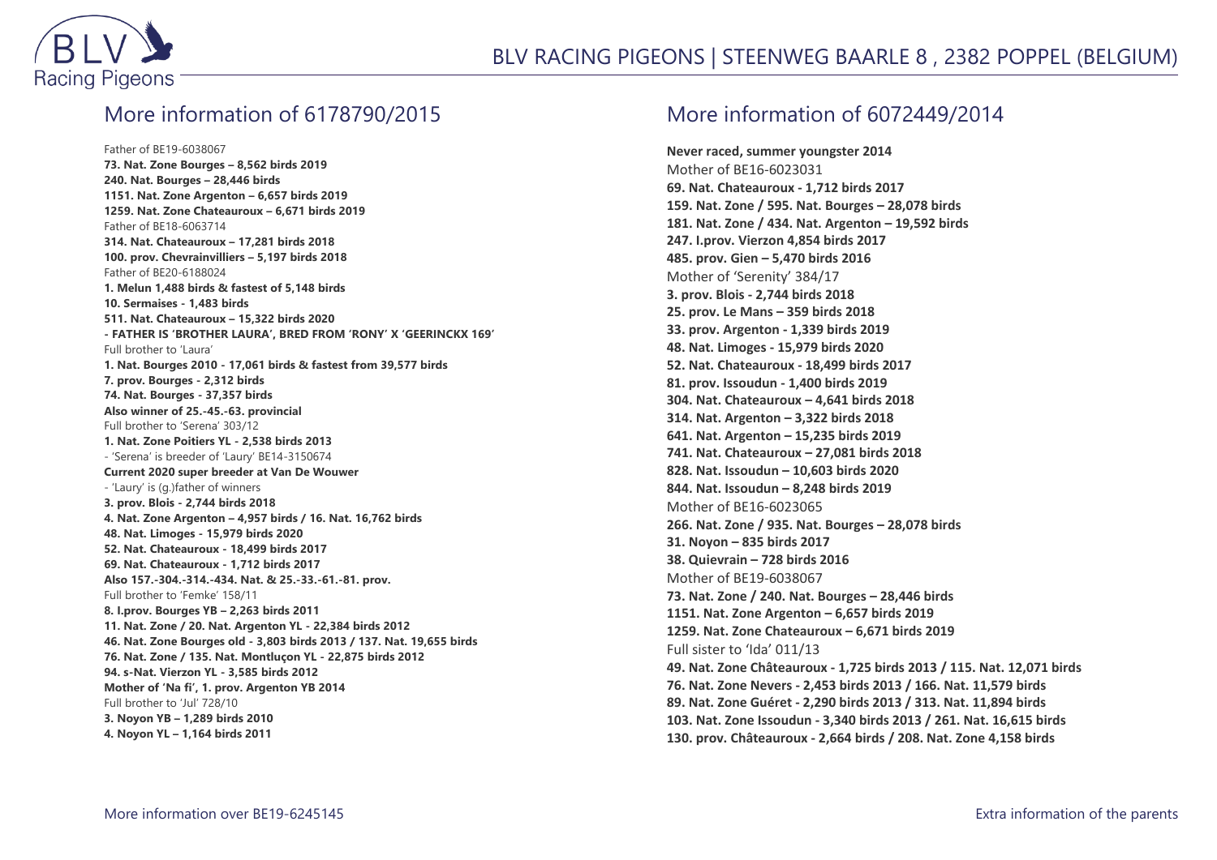## More information of 6178790/2015

Father of BE19-6038067
**73. Nat. Zone Bourges – 8,562 birds 2019**
**240. Nat. Bourges – 28,446 birds**
**1151. Nat. Zone Argenton – 6,657 birds 2019**
**1259. Nat. Zone Chateauroux – 6,671 birds 2019**
Father of BE18-6063714
**314. Nat. Chateauroux – 17,281 birds 2018**
**100. prov. Chevrainvilliers – 5,197 birds 2018**
Father of BE20-6188024
**1. Melun 1,488 birds & fastest of 5,148 birds**
**10. Sermaises - 1,483 birds**
**511. Nat. Chateauroux – 15,322 birds 2020**
**- FATHER IS 'BROTHER LAURA', BRED FROM 'RONY' X 'GEERINCKX 169'**
Full brother to 'Laura'
**1. Nat. Bourges 2010 - 17,061 birds & fastest from 39,577 birds**
**7. prov. Bourges - 2,312 birds**
**74. Nat. Bourges - 37,357 birds**
**Also winner of 25.-45.-63. provincial**
Full brother to 'Serena' 303/12
**1. Nat. Zone Poitiers YL - 2,538 birds 2013**
- 'Serena' is breeder of 'Laury' BE14-3150674
**Current 2020 super breeder at Van De Wouwer**
- 'Laury' is (g.)father of winners
**3. prov. Blois - 2,744 birds 2018**
**4. Nat. Zone Argenton – 4,957 birds / 16. Nat. 16,762 birds**
**48. Nat. Limoges - 15,979 birds 2020**
**52. Nat. Chateauroux - 18,499 birds 2017**
**69. Nat. Chateauroux - 1,712 birds 2017**
**Also 157.-304.-314.-434. Nat. & 25.-33.-61.-81. prov.**
Full brother to 'Femke' 158/11
**8. I.prov. Bourges YB – 2,263 birds 2011**
**11. Nat. Zone / 20. Nat. Argenton YL - 22,384 birds 2012**
**46. Nat. Zone Bourges old - 3,803 birds 2013 / 137. Nat. 19,655 birds**
**76. Nat. Zone / 135. Nat. Montluçon YL - 22,875 birds 2012**
**94. s-Nat. Vierzon YL - 3,585 birds 2012**
**Mother of 'Na fi', 1. prov. Argenton YB 2014**
Full brother to 'Jul' 728/10
**3. Noyon YB – 1,289 birds 2010**
**4. Noyon YL – 1,164 birds 2011**

## More information of 6072449/2014

**Never raced, summer youngster 2014**
Mother of BE16-6023031
**69. Nat. Chateauroux - 1,712 birds 2017**
**159. Nat. Zone / 595. Nat. Bourges – 28,078 birds**
**181. Nat. Zone / 434. Nat. Argenton – 19,592 birds**
**247. I.prov. Vierzon 4,854 birds 2017**
**485. prov. Gien – 5,470 birds 2016**
Mother of 'Serenity' 384/17
**3. prov. Blois - 2,744 birds 2018**
**25. prov. Le Mans – 359 birds 2018**
**33. prov. Argenton - 1,339 birds 2019**
**48. Nat. Limoges - 15,979 birds 2020**
**52. Nat. Chateauroux - 18,499 birds 2017**
**81. prov. Issoudun - 1,400 birds 2019**
**304. Nat. Chateauroux – 4,641 birds 2018**
**314. Nat. Argenton – 3,322 birds 2018**
**641. Nat. Argenton – 15,235 birds 2019**
**741. Nat. Chateauroux – 27,081 birds 2018**
**828. Nat. Issoudun – 10,603 birds 2020**
**844. Nat. Issoudun – 8,248 birds 2019**
Mother of BE16-6023065
**266. Nat. Zone / 935. Nat. Bourges – 28,078 birds**
**31. Noyon – 835 birds 2017**
**38. Quievrain – 728 birds 2016**
Mother of BE19-6038067
**73. Nat. Zone / 240. Nat. Bourges – 28,446 birds**
**1151. Nat. Zone Argenton – 6,657 birds 2019**
**1259. Nat. Zone Chateauroux – 6,671 birds 2019**
Full sister to 'Ida' 011/13
**49. Nat. Zone Châteauroux - 1,725 birds 2013 / 115. Nat. 12,071 birds**
**76. Nat. Zone Nevers - 2,453 birds 2013 / 166. Nat. 11,579 birds**
**89. Nat. Zone Guéret - 2,290 birds 2013 / 313. Nat. 11,894 birds**
**103. Nat. Zone Issoudun - 3,340 birds 2013 / 261. Nat. 16,615 birds**
**130. prov. Châteauroux - 2,664 birds / 208. Nat. Zone 4,158 birds**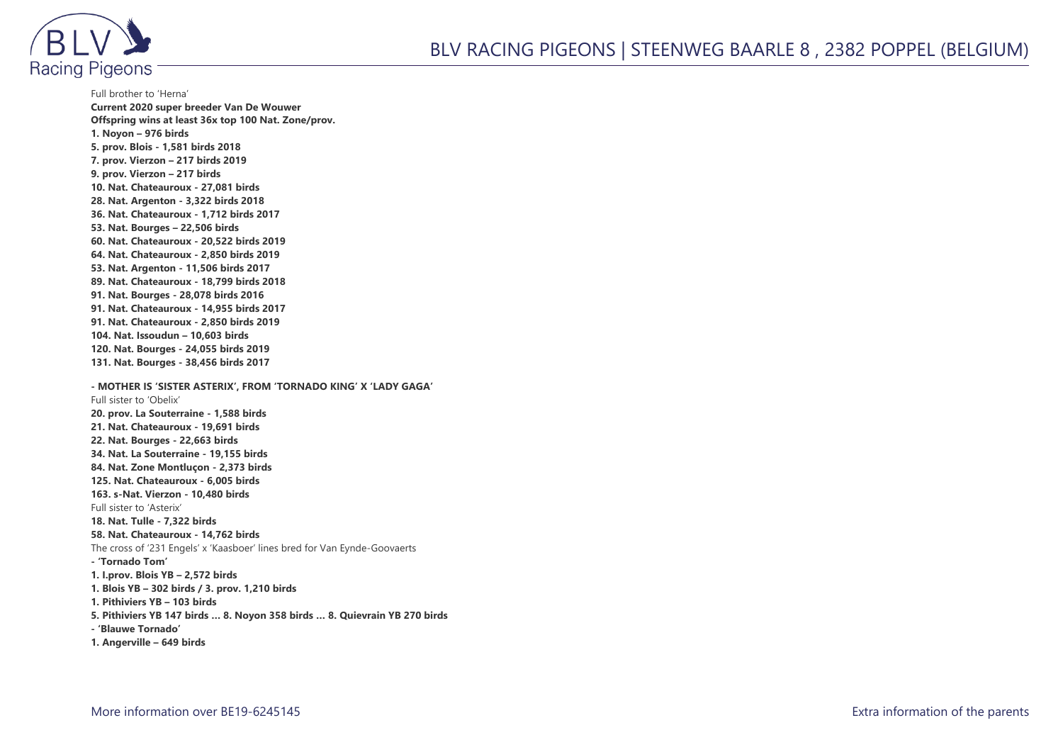Full brother to 'Herna'

**Current 2020 super breeder Van De Wouwer**
**Offspring wins at least 36x top 100 Nat. Zone/prov.**
**1. Noyon – 976 birds**
**5. prov. Blois - 1,581 birds 2018**
**7. prov. Vierzon – 217 birds 2019**
**9. prov. Vierzon – 217 birds**
**10. Nat. Chateauroux - 27,081 birds**
**28. Nat. Argenton - 3,322 birds 2018**
**36. Nat. Chateauroux - 1,712 birds 2017**
**53. Nat. Bourges – 22,506 birds**
**60. Nat. Chateauroux - 20,522 birds 2019**
**64. Nat. Chateauroux - 2,850 birds 2019**
**53. Nat. Argenton - 11,506 birds 2017**
**89. Nat. Chateauroux - 18,799 birds 2018**
**91. Nat. Bourges - 28,078 birds 2016**
**91. Nat. Chateauroux - 14,955 birds 2017**
**91. Nat. Chateauroux - 2,850 birds 2019**
**104. Nat. Issoudun – 10,603 birds**
**120. Nat. Bourges - 24,055 birds 2019**
**131. Nat. Bourges - 38,456 birds 2017**

**- MOTHER IS 'SISTER ASTERIX', FROM 'TORNADO KING' X 'LADY GAGA'**

Full sister to 'Obelix'

**20. prov. La Souterraine - 1,588 birds**
**21. Nat. Chateauroux - 19,691 birds**
**22. Nat. Bourges - 22,663 birds**
**34. Nat. La Souterraine - 19,155 birds**
**84. Nat. Zone Montluçon - 2,373 birds**
**125. Nat. Chateauroux - 6,005 birds**
**163. s-Nat. Vierzon - 10,480 birds**

Full sister to 'Asterix'

**18. Nat. Tulle - 7,322 birds**
**58. Nat. Chateauroux - 14,762 birds**

The cross of '231 Engels' x 'Kaasboer' lines bred for Van Eynde-Goovaerts

**- 'Tornado Tom'**
**1. I.prov. Blois YB – 2,572 birds**
**1. Blois YB – 302 birds / 3. prov. 1,210 birds**
**1. Pithiviers YB – 103 birds**
**5. Pithiviers YB 147 birds … 8. Noyon 358 birds … 8. Quievrain YB 270 birds**

**- 'Blauwe Tornado'**
**1. Angerville – 649 birds**

More information over BE19-6245145

Extra information of the parents